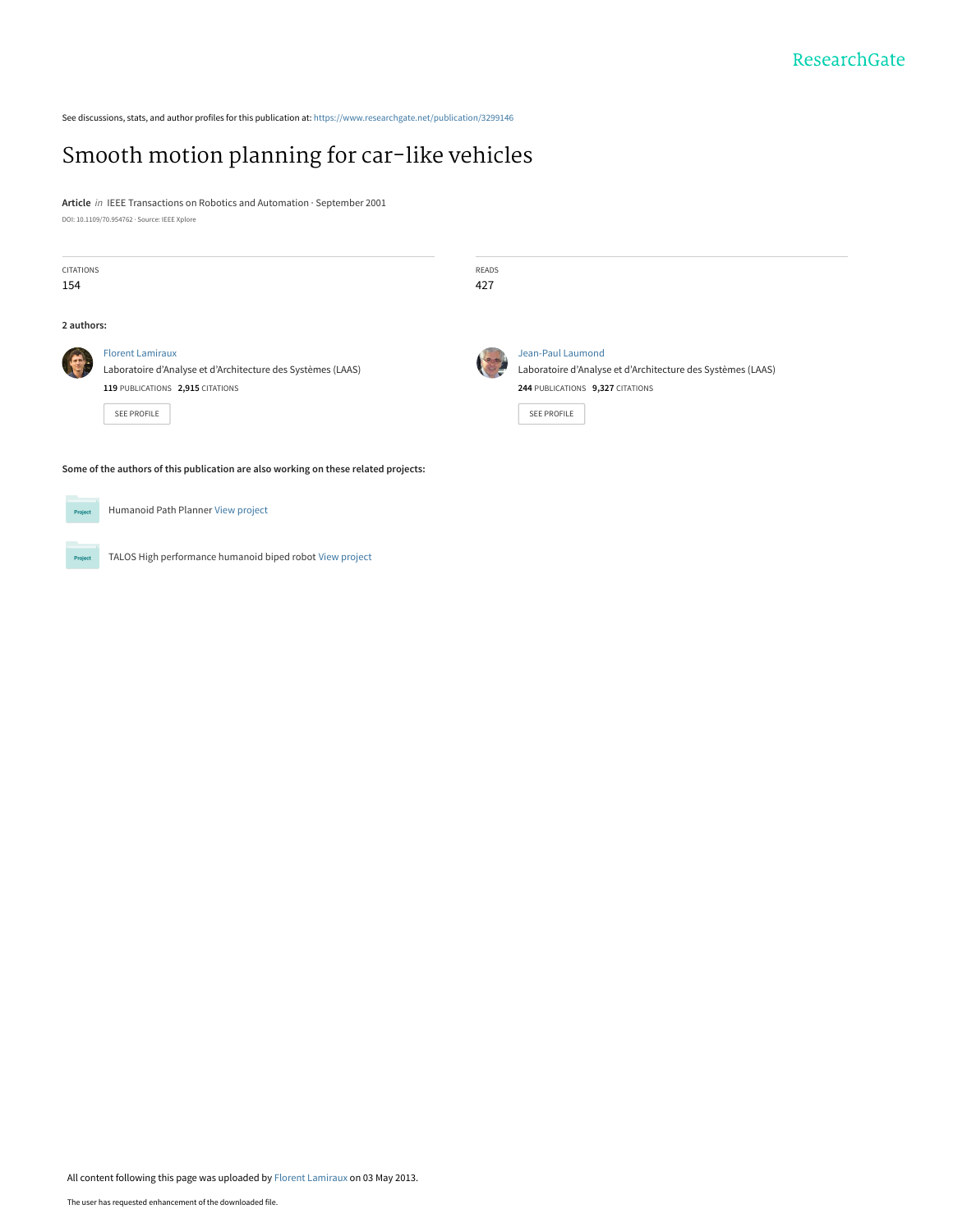See discussions, stats, and author profiles for this publication at: https://www.researchgate.net/publication/3299146

# Smooth motion planning for car-like vehicles

**Article** *in* IEEE Transactions on Robotics and Automation · September 2001

DOI: 10.1109/70.954762 · Source: IEEE Xplore

| CITATIONS | READS |
|---|---|
| 154 | 427 |

**2 authors:**

**Florent Lamiraux**
Laboratoire d'Analyse et d'Architecture des Systèmes (LAAS)
**119** PUBLICATIONS **2,915** CITATIONS
SEE PROFILE

**Jean-Paul Laumond**
Laboratoire d'Analyse et d'Architecture des Systèmes (LAAS)
**244** PUBLICATIONS **9,327** CITATIONS
SEE PROFILE

**Some of the authors of this publication are also working on these related projects:**

- Humanoid Path Planner View project
- TALOS High performance humanoid biped robot View project

All content following this page was uploaded by Florent Lamiraux on 03 May 2013.

The user has requested enhancement of the downloaded file.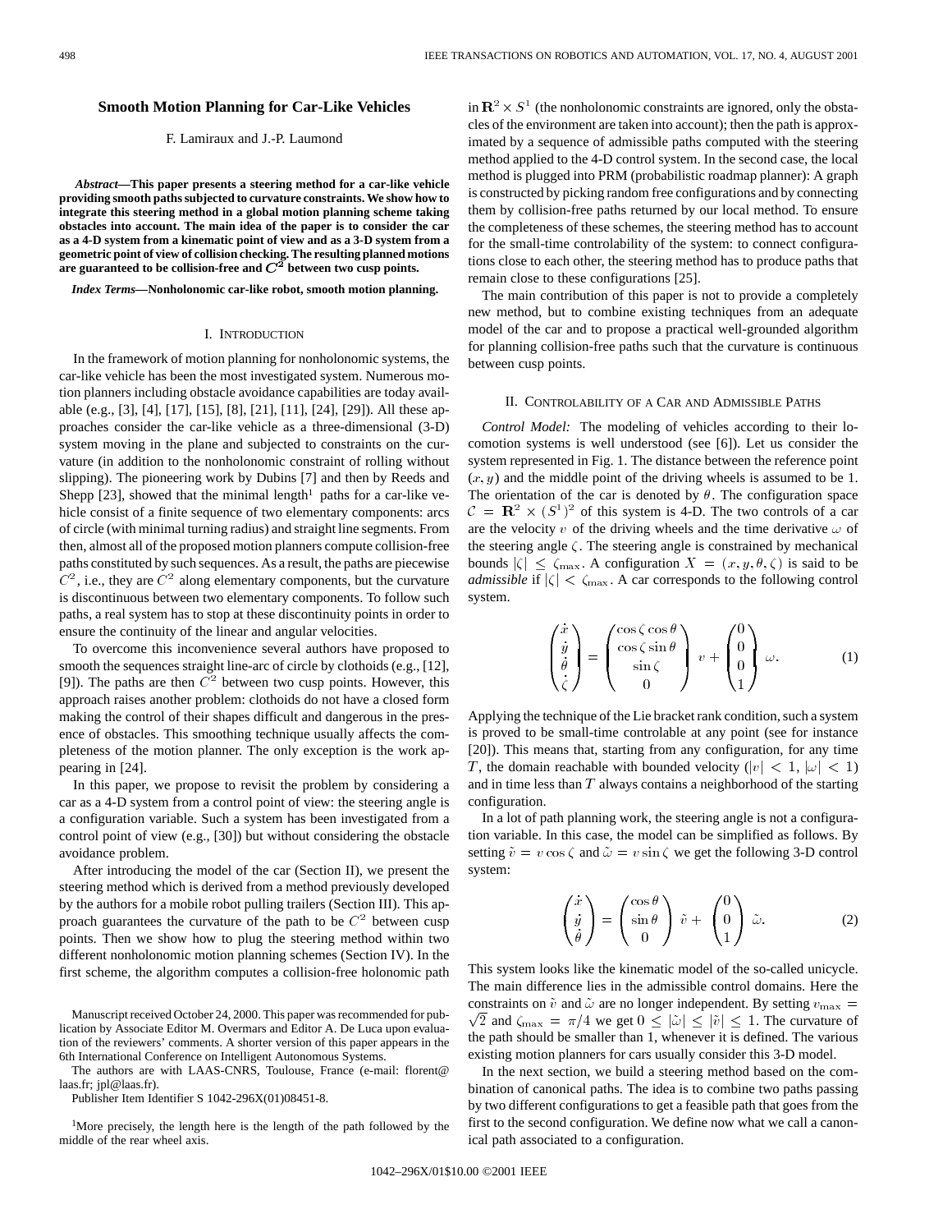# Smooth Motion Planning for Car-Like Vehicles

F. Lamiraux and J.-P. Laumond

***Abstract*—This paper presents a steering method for a car-like vehicle providing smooth paths subjected to curvature constraints. We show how to integrate this steering method in a global motion planning scheme taking obstacles into account. The main idea of the paper is to consider the car as a 4-D system from a kinematic point of view and as a 3-D system from a geometric point of view of collision checking. The resulting planned motions are guaranteed to be collision-free and $C^2$ between two cusp points.**

***Index Terms*—Nonholonomic car-like robot, smooth motion planning.**

## I. Introduction

In the framework of motion planning for nonholonomic systems, the car-like vehicle has been the most investigated system. Numerous motion planners including obstacle avoidance capabilities are today available (e.g., [3], [4], [17], [15], [8], [21], [11], [24], [29]). All these approaches consider the car-like vehicle as a three-dimensional (3-D) system moving in the plane and subjected to constraints on the curvature (in addition to the nonholonomic constraint of rolling without slipping). The pioneering work by Dubins [7] and then by Reeds and Shepp [23], showed that the minimal length[1] paths for a car-like vehicle consist of a finite sequence of two elementary components: arcs of circle (with minimal turning radius) and straight line segments. From then, almost all of the proposed motion planners compute collision-free paths constituted by such sequences. As a result, the paths are piecewise $C^2$, i.e., they are $C^2$ along elementary components, but the curvature is discontinuous between two elementary components. To follow such paths, a real system has to stop at these discontinuity points in order to ensure the continuity of the linear and angular velocities.

To overcome this inconvenience several authors have proposed to smooth the sequences straight line-arc of circle by clothoids (e.g., [12], [9]). The paths are then $C^2$ between two cusp points. However, this approach raises another problem: clothoids do not have a closed form making the control of their shapes difficult and dangerous in the presence of obstacles. This smoothing technique usually affects the completeness of the motion planner. The only exception is the work appearing in [24].

In this paper, we propose to revisit the problem by considering a car as a 4-D system from a control point of view: the steering angle is a configuration variable. Such a system has been investigated from a control point of view (e.g., [30]) but without considering the obstacle avoidance problem.

After introducing the model of the car (Section II), we present the steering method which is derived from a method previously developed by the authors for a mobile robot pulling trailers (Section III). This approach guarantees the curvature of the path to be $C^2$ between cusp points. Then we show how to plug the steering method within two different nonholonomic motion planning schemes (Section IV). In the first scheme, the algorithm computes a collision-free holonomic path in $\mathbf{R}^2 \times S^1$ (the nonholonomic constraints are ignored, only the obstacles of the environment are taken into account); then the path is approximated by a sequence of admissible paths computed with the steering method applied to the 4-D control system. In the second case, the local method is plugged into PRM (probabilistic roadmap planner): A graph is constructed by picking random free configurations and by connecting them by collision-free paths returned by our local method. To ensure the completeness of these schemes, the steering method has to account for the small-time controlability of the system: to connect configurations close to each other, the steering method has to produce paths that remain close to these configurations [25].

The main contribution of this paper is not to provide a completely new method, but to combine existing techniques from an adequate model of the car and to propose a practical well-grounded algorithm for planning collision-free paths such that the curvature is continuous between cusp points.

Manuscript received October 24, 2000. This paper was recommended for publication by Associate Editor M. Overmars and Editor A. De Luca upon evaluation of the reviewers' comments. A shorter version of this paper appears in the 6th International Conference on Intelligent Autonomous Systems.

The authors are with LAAS-CNRS, Toulouse, France (e-mail: florent@laas.fr; jpl@laas.fr).

Publisher Item Identifier S 1042-296X(01)08451-8.

[1]More precisely, the length here is the length of the path followed by the middle of the rear wheel axis.

## II. Controlability of a Car and Admissible Paths

*Control Model:* The modeling of vehicles according to their locomotion systems is well understood (see [6]). Let us consider the system represented in Fig. 1. The distance between the reference point $(x, y)$ and the middle point of the driving wheels is assumed to be 1. The orientation of the car is denoted by $\theta$. The configuration space $\mathcal{C} = \mathbf{R}^2 \times (S^1)^2$ of this system is 4-D. The two controls of a car are the velocity $v$ of the driving wheels and the time derivative $\omega$ of the steering angle $\zeta$. The steering angle is constrained by mechanical bounds $|\zeta| \leq \zeta_{\max}$. A configuration $X = (x, y, \theta, \zeta)$ is said to be *admissible* if $|\zeta| < \zeta_{\max}$. A car corresponds to the following control system.

$$\begin{pmatrix} \dot{x} \\ \dot{y} \\ \dot{\theta} \\ \dot{\zeta} \end{pmatrix} = \begin{pmatrix} \cos\zeta \cos\theta \\ \cos\zeta \sin\theta \\ \sin\zeta \\ 0 \end{pmatrix} v + \begin{pmatrix} 0 \\ 0 \\ 0 \\ 1 \end{pmatrix} \omega. \tag{1}$$

Applying the technique of the Lie bracket rank condition, such a system is proved to be small-time controlable at any point (see for instance [20]). This means that, starting from any configuration, for any time $T$, the domain reachable with bounded velocity ($|v| < 1$, $|\omega| < 1$) and in time less than $T$ always contains a neighborhood of the starting configuration.

In a lot of path planning work, the steering angle is not a configuration variable. In this case, the model can be simplified as follows. By setting $\tilde{v} = v\cos\zeta$ and $\tilde{\omega} = v\sin\zeta$ we get the following 3-D control system:

$$\begin{pmatrix} \dot{x} \\ \dot{y} \\ \dot{\theta} \end{pmatrix} = \begin{pmatrix} \cos\theta \\ \sin\theta \\ 0 \end{pmatrix} \tilde{v} + \begin{pmatrix} 0 \\ 0 \\ 1 \end{pmatrix} \tilde{\omega}. \tag{2}$$

This system looks like the kinematic model of the so-called unicycle. The main difference lies in the admissible control domains. Here the constraints on $\tilde{v}$ and $\tilde{\omega}$ are no longer independent. By setting $v_{\max} = \sqrt{2}$ and $\zeta_{\max} = \pi/4$ we get $0 \leq |\tilde{\omega}| \leq |\tilde{v}| \leq 1$. The curvature of the path should be smaller than 1, whenever it is defined. The various existing motion planners for cars usually consider this 3-D model.

In the next section, we build a steering method based on the combination of canonical paths. The idea is to combine two paths passing by two different configurations to get a feasible path that goes from the first to the second configuration. We define now what we call a canonical path associated to a configuration.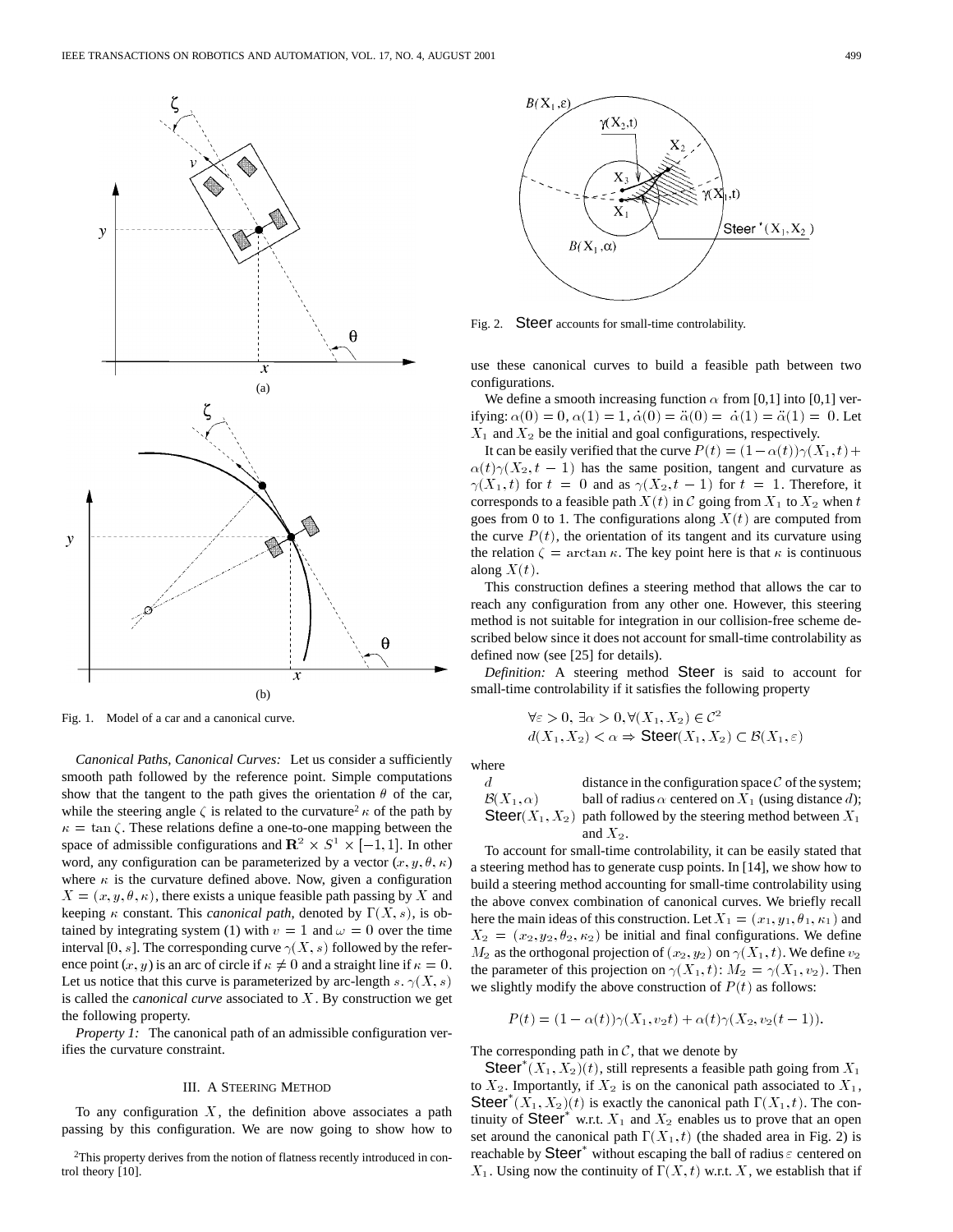(a)

(b)

Fig. 1. Model of a car and a canonical curve.

*Canonical Paths, Canonical Curves:* Let us consider a sufficiently smooth path followed by the reference point. Simple computations show that the tangent to the path gives the orientation $\theta$ of the car, while the steering angle $\zeta$ is related to the curvature[2] $\kappa$ of the path by $\kappa = \tan\zeta$. These relations define a one-to-one mapping between the space of admissible configurations and $\mathbf{R}^2 \times S^1 \times [-1, 1]$. In other word, any configuration can be parameterized by a vector $(x, y, \theta, \kappa)$ where $\kappa$ is the curvature defined above. Now, given a configuration $X = (x, y, \theta, \kappa)$, there exists a unique feasible path passing by $X$ and keeping $\kappa$ constant. This *canonical path*, denoted by $\Gamma(X, s)$, is obtained by integrating system (1) with $v = 1$ and $\omega = 0$ over the time interval $[0, s]$. The corresponding curve $\gamma(X, s)$ followed by the reference point $(x, y)$ is an arc of circle if $\kappa \neq 0$ and a straight line if $\kappa = 0$. Let us notice that this curve is parameterized by arc-length $s$. $\gamma(X, s)$ is called the *canonical curve* associated to $X$. By construction we get the following property.

*Property 1:* The canonical path of an admissible configuration verifies the curvature constraint.

## III. A Steering Method

To any configuration $X$, the definition above associates a path passing by this configuration. We are now going to show how to use these canonical curves to build a feasible path between two configurations.

[2]This property derives from the notion of flatness recently introduced in control theory [10].

Fig. 2. Steer accounts for small-time controlability.

We define a smooth increasing function $\alpha$ from [0,1] into [0,1] verifying: $\alpha(0) = 0, \alpha(1) = 1, \dot{\alpha}(0) = \ddot{\alpha}(0) = \dot{\alpha}(1) = \ddot{\alpha}(1) = 0$. Let $X_1$ and $X_2$ be the initial and goal configurations, respectively.

It can be easily verified that the curve $P(t) = (1 - \alpha(t))\gamma(X_1, t) + \alpha(t)\gamma(X_2, t - 1)$ has the same position, tangent and curvature as $\gamma(X_1, t)$ for $t = 0$ and as $\gamma(X_2, t - 1)$ for $t = 1$. Therefore, it corresponds to a feasible path $X(t)$ in $\mathcal{C}$ going from $X_1$ to $X_2$ when $t$ goes from 0 to 1. The configurations along $X(t)$ are computed from the curve $P(t)$, the orientation of its tangent and its curvature using the relation $\zeta = \arctan\kappa$. The key point here is that $\kappa$ is continuous along $X(t)$.

This construction defines a steering method that allows the car to reach any configuration from any other one. However, this steering method is not suitable for integration in our collision-free scheme described below since it does not account for small-time controlability as defined now (see [25] for details).

*Definition:* A steering method Steer is said to account for small-time controlability if it satisfies the following property

$$\forall\varepsilon > 0, \exists\alpha > 0, \forall(X_1, X_2) \in \mathcal{C}^2$$
$$d(X_1, X_2) < \alpha \Rightarrow \text{Steer}(X_1, X_2) \subset \mathcal{B}(X_1, \varepsilon)$$

where

| | |
|---|---|
| $d$ | distance in the configuration space $\mathcal{C}$ of the system; |
| $\mathcal{B}(X_1, \alpha)$ | ball of radius $\alpha$ centered on $X_1$ (using distance $d$); |
| $\text{Steer}(X_1, X_2)$ | path followed by the steering method between $X_1$ and $X_2$. |

To account for small-time controlability, it can be easily stated that a steering method has to generate cusp points. In [14], we show how to build a steering method accounting for small-time controlability using the above convex combination of canonical curves. We briefly recall here the main ideas of this construction. Let $X_1 = (x_1, y_1, \theta_1, \kappa_1)$ and $X_2 = (x_2, y_2, \theta_2, \kappa_2)$ be initial and final configurations. We define $M_2$ as the orthogonal projection of $(x_2, y_2)$ on $\gamma(X_1, t)$. We define $v_2$ the parameter of this projection on $\gamma(X_1, t)$: $M_2 = \gamma(X_1, v_2)$. Then we slightly modify the above construction of $P(t)$ as follows:

$$P(t) = (1 - \alpha(t))\gamma(X_1, v_2 t) + \alpha(t)\gamma(X_2, v_2(t - 1)).$$

The corresponding path in $\mathcal{C}$, that we denote by $\text{Steer}^*(X_1, X_2)(t)$, still represents a feasible path going from $X_1$ to $X_2$. Importantly, if $X_2$ is on the canonical path associated to $X_1$, $\text{Steer}^*(X_1, X_2)(t)$ is exactly the canonical path $\Gamma(X_1, t)$. The continuity of $\text{Steer}^*$ w.r.t. $X_1$ and $X_2$ enables us to prove that an open set around the canonical path $\Gamma(X_1, t)$ (the shaded area in Fig. 2) is reachable by $\text{Steer}^*$ without escaping the ball of radius $\varepsilon$ centered on $X_1$. Using now the continuity of $\Gamma(X, t)$ w.r.t. $X$, we establish that if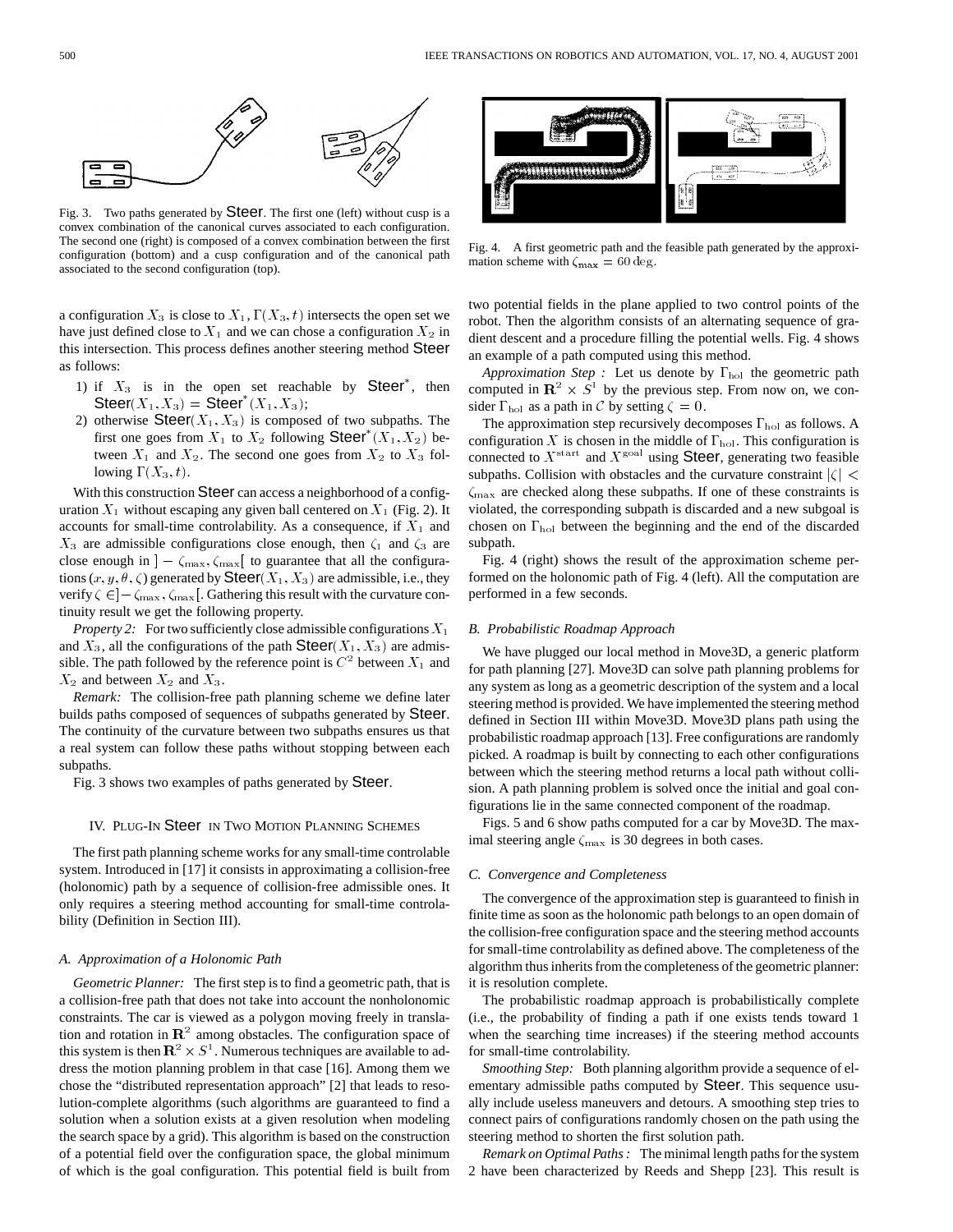Fig. 3. Two paths generated by Steer. The first one (left) without cusp is a convex combination of the canonical curves associated to each configuration. The second one (right) is composed of a convex combination between the first configuration (bottom) and a cusp configuration and of the canonical path associated to the second configuration (top).

Fig. 4. A first geometric path and the feasible path generated by the approximation scheme with $\zeta_{\max} = 60$ deg.

a configuration $X_3$ is close to $X_1$, $\Gamma(X_3, t)$ intersects the open set we have just defined close to $X_1$ and we can chose a configuration $X_2$ in this intersection. This process defines another steering method Steer as follows:

1) if $X_3$ is in the open set reachable by Steer$^*$, then Steer$(X_1, X_3)$ = Steer$^*(X_1, X_3)$;
2) otherwise Steer$(X_1, X_3)$ is composed of two subpaths. The first one goes from $X_1$ to $X_2$ following Steer$^*(X_1, X_2)$ between $X_1$ and $X_2$. The second one goes from $X_2$ to $X_3$ following $\Gamma(X_3, t)$.

With this construction Steer can access a neighborhood of a configuration $X_1$ without escaping any given ball centered on $X_1$ (Fig. 2). It accounts for small-time controlability. As a consequence, if $X_1$ and $X_3$ are admissible configurations close enough, then $\zeta_1$ and $\zeta_3$ are close enough in $]-\zeta_{\max}, \zeta_{\max}[$ to guarantee that all the configurations $(x, y, \theta, \zeta)$ generated by Steer$(X_1, X_3)$ are admissible, i.e., they verify $\zeta \in ]-\zeta_{\max}, \zeta_{\max}[$. Gathering this result with the curvature continuity result we get the following property.

*Property 2:* For two sufficiently close admissible configurations $X_1$ and $X_3$, all the configurations of the path Steer$(X_1, X_3)$ are admissible. The path followed by the reference point is $C^2$ between $X_1$ and $X_2$ and between $X_2$ and $X_3$.

*Remark:* The collision-free path planning scheme we define later builds paths composed of sequences of subpaths generated by Steer. The continuity of the curvature between two subpaths ensures us that a real system can follow these paths without stopping between each subpaths.

Fig. 3 shows two examples of paths generated by Steer.

## IV. Plug-In Steer in Two Motion Planning Schemes

The first path planning scheme works for any small-time controlable system. Introduced in [17] it consists in approximating a collision-free (holonomic) path by a sequence of collision-free admissible ones. It only requires a steering method accounting for small-time controlability (Definition in Section III).

### A. Approximation of a Holonomic Path

*Geometric Planner:* The first step is to find a geometric path, that is a collision-free path that does not take into account the nonholonomic constraints. The car is viewed as a polygon moving freely in translation and rotation in $\mathbf{R}^2$ among obstacles. The configuration space of this system is then $\mathbf{R}^2 \times S^1$. Numerous techniques are available to address the motion planning problem in that case [16]. Among them we chose the "distributed representation approach" [2] that leads to resolution-complete algorithms (such algorithms are guaranteed to find a solution when a solution exists at a given resolution when modeling the search space by a grid). This algorithm is based on the construction of a potential field over the configuration space, the global minimum of which is the goal configuration. This potential field is built from two potential fields in the plane applied to two control points of the robot. Then the algorithm consists of an alternating sequence of gradient descent and a procedure filling the potential wells. Fig. 4 shows an example of a path computed using this method.

*Approximation Step :* Let us denote by $\Gamma_{\text{hol}}$ the geometric path computed in $\mathbf{R}^2 \times S^1$ by the previous step. From now on, we consider $\Gamma_{\text{hol}}$ as a path in $\mathcal{C}$ by setting $\zeta = 0$.

The approximation step recursively decomposes $\Gamma_{\text{hol}}$ as follows. A configuration $X$ is chosen in the middle of $\Gamma_{\text{hol}}$. This configuration is connected to $X^{\text{start}}$ and $X^{\text{goal}}$ using Steer, generating two feasible subpaths. Collision with obstacles and the curvature constraint $|\zeta| < \zeta_{\max}$ are checked along these subpaths. If one of these constraints is violated, the corresponding subpath is discarded and a new subgoal is chosen on $\Gamma_{\text{hol}}$ between the beginning and the end of the discarded subpath.

Fig. 4 (right) shows the result of the approximation scheme performed on the holonomic path of Fig. 4 (left). All the computation are performed in a few seconds.

### B. Probabilistic Roadmap Approach

We have plugged our local method in Move3D, a generic platform for path planning [27]. Move3D can solve path planning problems for any system as long as a geometric description of the system and a local steering method is provided. We have implemented the steering method defined in Section III within Move3D. Move3D plans path using the probabilistic roadmap approach [13]. Free configurations are randomly picked. A roadmap is built by connecting to each other configurations between which the steering method returns a local path without collision. A path planning problem is solved once the initial and goal configurations lie in the same connected component of the roadmap.

Figs. 5 and 6 show paths computed for a car by Move3D. The maximal steering angle $\zeta_{\max}$ is 30 degrees in both cases.

### C. Convergence and Completeness

The convergence of the approximation step is guaranteed to finish in finite time as soon as the holonomic path belongs to an open domain of the collision-free configuration space and the steering method accounts for small-time controlability as defined above. The completeness of the algorithm thus inherits from the completeness of the geometric planner: it is resolution complete.

The probabilistic roadmap approach is probabilistically complete (i.e., the probability of finding a path if one exists tends toward 1 when the searching time increases) if the steering method accounts for small-time controlability.

*Smoothing Step:* Both planning algorithm provide a sequence of elementary admissible paths computed by Steer. This sequence usually include useless maneuvers and detours. A smoothing step tries to connect pairs of configurations randomly chosen on the path using the steering method to shorten the first solution path.

*Remark on Optimal Paths :* The minimal length paths for the system 2 have been characterized by Reeds and Shepp [23]. This result is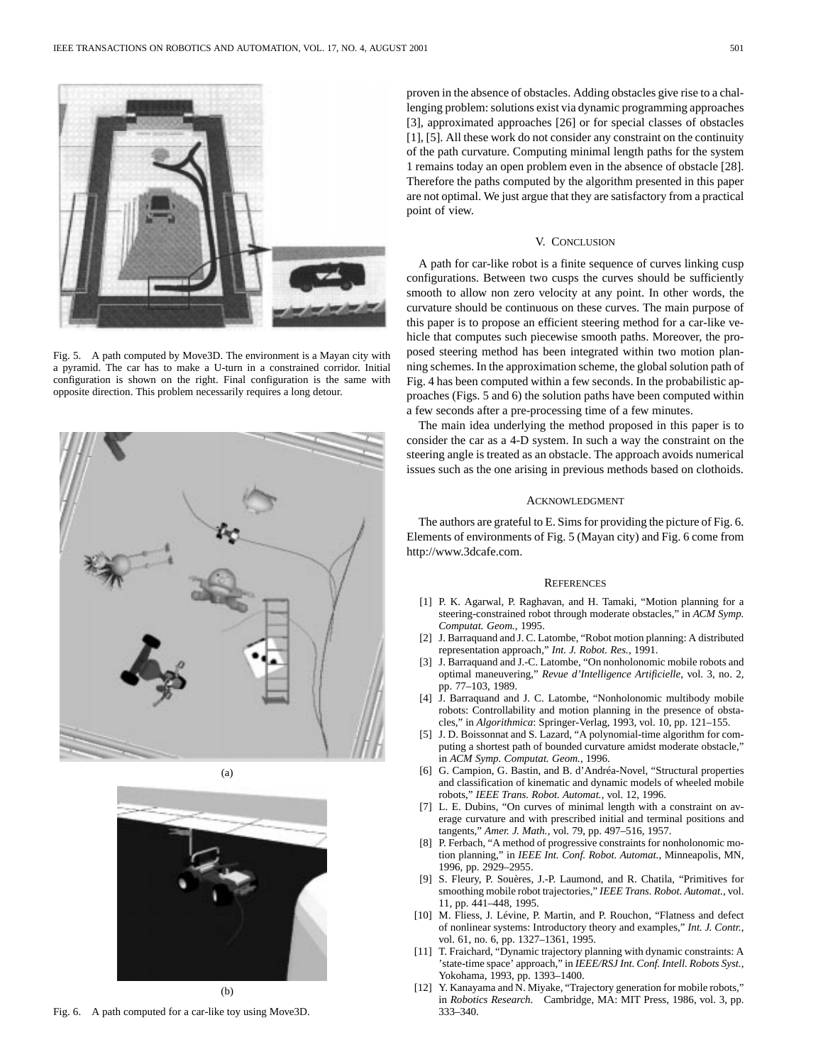Fig. 5. A path computed by Move3D. The environment is a Mayan city with a pyramid. The car has to make a U-turn in a constrained corridor. Initial configuration is shown on the right. Final configuration is the same with opposite direction. This problem necessarily requires a long detour.

(a)

(b)

Fig. 6. A path computed for a car-like toy using Move3D.

proven in the absence of obstacles. Adding obstacles give rise to a challenging problem: solutions exist via dynamic programming approaches [3], approximated approaches [26] or for special classes of obstacles [1], [5]. All these work do not consider any constraint on the continuity of the path curvature. Computing minimal length paths for the system 1 remains today an open problem even in the absence of obstacle [28]. Therefore the paths computed by the algorithm presented in this paper are not optimal. We just argue that they are satisfactory from a practical point of view.

## V. Conclusion

A path for car-like robot is a finite sequence of curves linking cusp configurations. Between two cusps the curves should be sufficiently smooth to allow non zero velocity at any point. In other words, the curvature should be continuous on these curves. The main purpose of this paper is to propose an efficient steering method for a car-like vehicle that computes such piecewise smooth paths. Moreover, the proposed steering method has been integrated within two motion planning schemes. In the approximation scheme, the global solution path of Fig. 4 has been computed within a few seconds. In the probabilistic approaches (Figs. 5 and 6) the solution paths have been computed within a few seconds after a pre-processing time of a few minutes.

The main idea underlying the method proposed in this paper is to consider the car as a 4-D system. In such a way the constraint on the steering angle is treated as an obstacle. The approach avoids numerical issues such as the one arising in previous methods based on clothoids.

## Acknowledgment

The authors are grateful to E. Sims for providing the picture of Fig. 6. Elements of environments of Fig. 5 (Mayan city) and Fig. 6 come from http://www.3dcafe.com.

## References

[1] P. K. Agarwal, P. Raghavan, and H. Tamaki, "Motion planning for a steering-constrained robot through moderate obstacles," in *ACM Symp. Computat. Geom.*, 1995.

[2] J. Barraquand and J. C. Latombe, "Robot motion planning: A distributed representation approach," *Int. J. Robot. Res.*, 1991.

[3] J. Barraquand and J.-C. Latombe, "On nonholonomic mobile robots and optimal maneuvering," *Revue d'Intelligence Artificielle*, vol. 3, no. 2, pp. 77–103, 1989.

[4] J. Barraquand and J. C. Latombe, "Nonholonomic multibody mobile robots: Controllability and motion planning in the presence of obstacles," in *Algorithmica*: Springer-Verlag, 1993, vol. 10, pp. 121–155.

[5] J. D. Boissonnat and S. Lazard, "A polynomial-time algorithm for computing a shortest path of bounded curvature amidst moderate obstacle," in *ACM Symp. Computat. Geom.*, 1996.

[6] G. Campion, G. Bastin, and B. d'Andréa-Novel, "Structural properties and classification of kinematic and dynamic models of wheeled mobile robots," *IEEE Trans. Robot. Automat.*, vol. 12, 1996.

[7] L. E. Dubins, "On curves of minimal length with a constraint on average curvature and with prescribed initial and terminal positions and tangents," *Amer. J. Math.*, vol. 79, pp. 497–516, 1957.

[8] P. Ferbach, "A method of progressive constraints for nonholonomic motion planning," in *IEEE Int. Conf. Robot. Automat.*, Minneapolis, MN, 1996, pp. 2929–2955.

[9] S. Fleury, P. Souères, J.-P. Laumond, and R. Chatila, "Primitives for smoothing mobile robot trajectories," *IEEE Trans. Robot. Automat.*, vol. 11, pp. 441–448, 1995.

[10] M. Fliess, J. Lévine, P. Martin, and P. Rouchon, "Flatness and defect of nonlinear systems: Introductory theory and examples," *Int. J. Contr.*, vol. 61, no. 6, pp. 1327–1361, 1995.

[11] T. Fraichard, "Dynamic trajectory planning with dynamic constraints: A 'state-time space' approach," in *IEEE/RSJ Int. Conf. Intell. Robots Syst.*, Yokohama, 1993, pp. 1393–1400.

[12] Y. Kanayama and N. Miyake, "Trajectory generation for mobile robots," in *Robotics Research*. Cambridge, MA: MIT Press, 1986, vol. 3, pp. 333–340.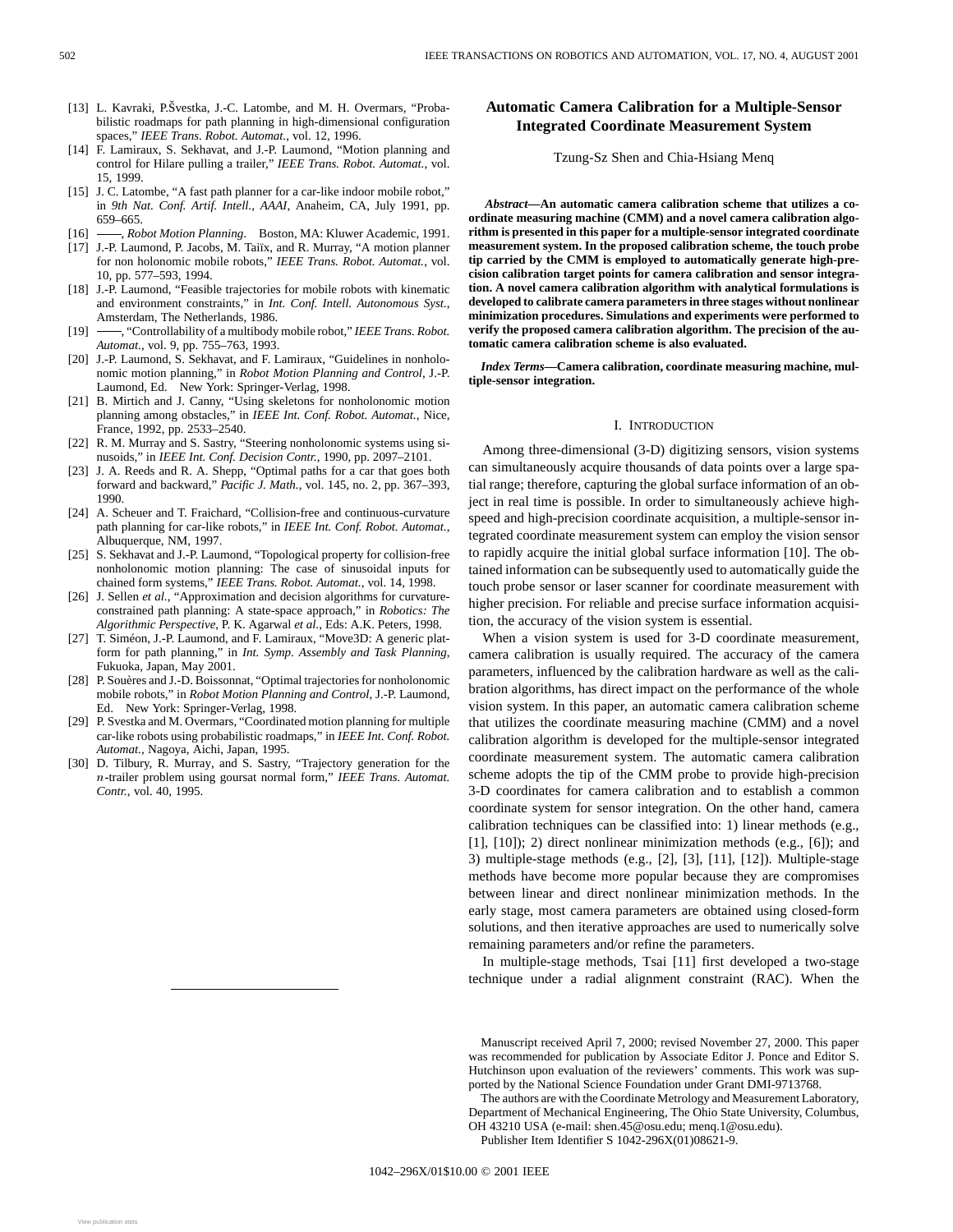[13] L. Kavraki, P.Švestka, J.-C. Latombe, and M. H. Overmars, "Probabilistic roadmaps for path planning in high-dimensional configuration spaces," *IEEE Trans. Robot. Automat.*, vol. 12, 1996.

[14] F. Lamiraux, S. Sekhavat, and J.-P. Laumond, "Motion planning and control for Hilare pulling a trailer," *IEEE Trans. Robot. Automat.*, vol. 15, 1999.

[15] J. C. Latombe, "A fast path planner for a car-like indoor mobile robot," in *9th Nat. Conf. Artif. Intell., AAAI*, Anaheim, CA, July 1991, pp. 659–665.

[16] ——, *Robot Motion Planning*. Boston, MA: Kluwer Academic, 1991.

[17] J.-P. Laumond, P. Jacobs, M. Taïx, and R. Murray, "A motion planner for non holonomic mobile robots," *IEEE Trans. Robot. Automat.*, vol. 10, pp. 577–593, 1994.

[18] J.-P. Laumond, "Feasible trajectories for mobile robots with kinematic and environment constraints," in *Int. Conf. Intell. Autonomous Syst.*, Amsterdam, The Netherlands, 1986.

[19] ——, "Controllability of a multibody mobile robot," *IEEE Trans. Robot. Automat.*, vol. 9, pp. 755–763, 1993.

[20] J.-P. Laumond, S. Sekhavat, and F. Lamiraux, "Guidelines in nonholonomic motion planning," in *Robot Motion Planning and Control*, J.-P. Laumond, Ed. New York: Springer-Verlag, 1998.

[21] B. Mirtich and J. Canny, "Using skeletons for nonholonomic motion planning among obstacles," in *IEEE Int. Conf. Robot. Automat.*, Nice, France, 1992, pp. 2533–2540.

[22] R. M. Murray and S. Sastry, "Steering nonholonomic systems using sinusoids," in *IEEE Int. Conf. Decision Contr.*, 1990, pp. 2097–2101.

[23] J. A. Reeds and R. A. Shepp, "Optimal paths for a car that goes both forward and backward," *Pacific J. Math.*, vol. 145, no. 2, pp. 367–393, 1990.

[24] A. Scheuer and T. Fraichard, "Collision-free and continuous-curvature path planning for car-like robots," in *IEEE Int. Conf. Robot. Automat.*, Albuquerque, NM, 1997.

[25] S. Sekhavat and J.-P. Laumond, "Topological property for collision-free nonholonomic motion planning: The case of sinusoidal inputs for chained form systems," *IEEE Trans. Robot. Automat.*, vol. 14, 1998.

[26] J. Sellen *et al.*, "Approximation and decision algorithms for curvature-constrained path planning: A state-space approach," in *Robotics: The Algorithmic Perspective*, P. K. Agarwal *et al.*, Eds: A.K. Peters, 1998.

[27] T. Siméon, J.-P. Laumond, and F. Lamiraux, "Move3D: A generic platform for path planning," in *Int. Symp. Assembly and Task Planning*, Fukuoka, Japan, May 2001.

[28] P. Souères and J.-D. Boissonnat, "Optimal trajectories for nonholonomic mobile robots," in *Robot Motion Planning and Control*, J.-P. Laumond, Ed. New York: Springer-Verlag, 1998.

[29] P. Svestka and M. Overmars, "Coordinated motion planning for multiple car-like robots using probabilistic roadmaps," in *IEEE Int. Conf. Robot. Automat.*, Nagoya, Aichi, Japan, 1995.

[30] D. Tilbury, R. Murray, and S. Sastry, "Trajectory generation for the $n$-trailer problem using goursat normal form," *IEEE Trans. Automat. Contr.*, vol. 40, 1995.

# Automatic Camera Calibration for a Multiple-Sensor Integrated Coordinate Measurement System

Tzung-Sz Shen and Chia-Hsiang Menq

***Abstract*—An automatic camera calibration scheme that utilizes a coordinate measuring machine (CMM) and a novel camera calibration algorithm is presented in this paper for a multiple-sensor integrated coordinate measurement system. In the proposed calibration scheme, the touch probe tip carried by the CMM is employed to automatically generate high-precision calibration target points for camera calibration and sensor integration. A novel camera calibration algorithm with analytical formulations is developed to calibrate camera parameters in three stages without nonlinear minimization procedures. Simulations and experiments were performed to verify the proposed camera calibration algorithm. The precision of the automatic camera calibration scheme is also evaluated.**

***Index Terms*—Camera calibration, coordinate measuring machine, multiple-sensor integration.**

## I. Introduction

Among three-dimensional (3-D) digitizing sensors, vision systems can simultaneously acquire thousands of data points over a large spatial range; therefore, capturing the global surface information of an object in real time is possible. In order to simultaneously achieve high-speed and high-precision coordinate acquisition, a multiple-sensor integrated coordinate measurement system can employ the vision sensor to rapidly acquire the initial global surface information [10]. The obtained information can be subsequently used to automatically guide the touch probe sensor or laser scanner for coordinate measurement with higher precision. For reliable and precise surface information acquisition, the accuracy of the vision system is essential.

When a vision system is used for 3-D coordinate measurement, camera calibration is usually required. The accuracy of the camera parameters, influenced by the calibration hardware as well as the calibration algorithms, has direct impact on the performance of the whole vision system. In this paper, an automatic camera calibration scheme that utilizes the coordinate measuring machine (CMM) and a novel calibration algorithm is developed for the multiple-sensor integrated coordinate measurement system. The automatic camera calibration scheme adopts the tip of the CMM probe to provide high-precision 3-D coordinates for camera calibration and to establish a common coordinate system for sensor integration. On the other hand, camera calibration techniques can be classified into: 1) linear methods (e.g., [1], [10]); 2) direct nonlinear minimization methods (e.g., [6]); and 3) multiple-stage methods (e.g., [2], [3], [11], [12]). Multiple-stage methods have become more popular because they are compromises between linear and direct nonlinear minimization methods. In the early stage, most camera parameters are obtained using closed-form solutions, and then iterative approaches are used to numerically solve remaining parameters and/or refine the parameters.

In multiple-stage methods, Tsai [11] first developed a two-stage technique under a radial alignment constraint (RAC). When the

Manuscript received April 7, 2000; revised November 27, 2000. This paper was recommended for publication by Associate Editor J. Ponce and Editor S. Hutchinson upon evaluation of the reviewers' comments. This work was supported by the National Science Foundation under Grant DMI-9713768.

The authors are with the Coordinate Metrology and Measurement Laboratory, Department of Mechanical Engineering, The Ohio State University, Columbus, OH 43210 USA (e-mail: shen.45@osu.edu; menq.1@osu.edu).

Publisher Item Identifier S 1042-296X(01)08621-9.